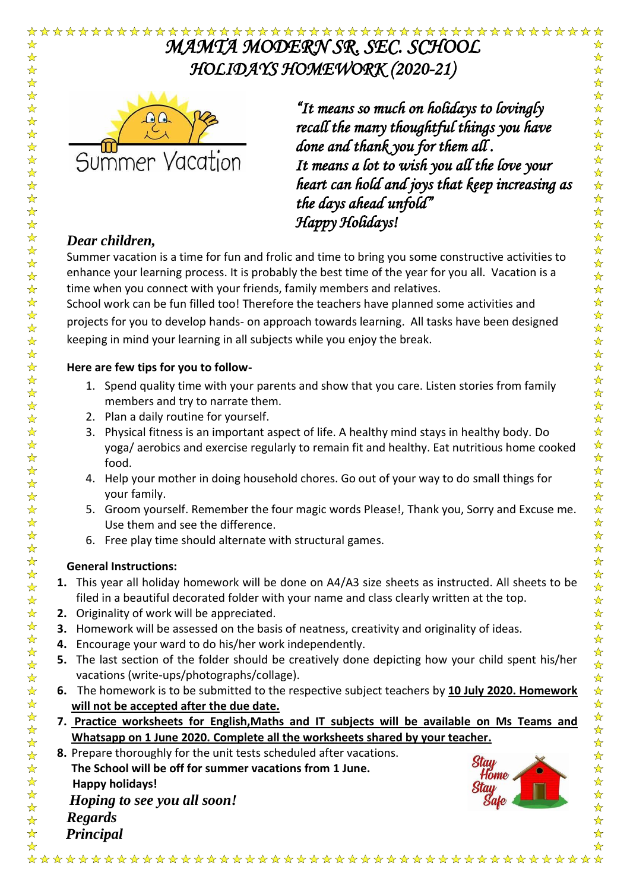# *MAMTA MODERN SR. SEC. SCHOOL*
## *HOLIDAYS HOMEWORK (2020-21)*

Summer Vacation

*"It means so much on holidays to lovingly recall the many thoughtful things you have done and thank you for them all.*
*It means a lot to wish you all the love your heart can hold and joys that keep increasing as the days ahead unfold"*
*Happy Holidays!*

***Dear children,***

Summer vacation is a time for fun and frolic and time to bring you some constructive activities to enhance your learning process. It is probably the best time of the year for you all. Vacation is a time when you connect with your friends, family members and relatives.
School work can be fun filled too! Therefore the teachers have planned some activities and projects for you to develop hands- on approach towards learning. All tasks have been designed keeping in mind your learning in all subjects while you enjoy the break.

**Here are few tips for you to follow-**

1. Spend quality time with your parents and show that you care. Listen stories from family members and try to narrate them.
2. Plan a daily routine for yourself.
3. Physical fitness is an important aspect of life. A healthy mind stays in healthy body. Do yoga/ aerobics and exercise regularly to remain fit and healthy. Eat nutritious home cooked food.
4. Help your mother in doing household chores. Go out of your way to do small things for your family.
5. Groom yourself. Remember the four magic words Please!, Thank you, Sorry and Excuse me. Use them and see the difference.
6. Free play time should alternate with structural games.

**General Instructions:**

1. This year all holiday homework will be done on A4/A3 size sheets as instructed. All sheets to be filed in a beautiful decorated folder with your name and class clearly written at the top.
2. Originality of work will be appreciated.
3. Homework will be assessed on the basis of neatness, creativity and originality of ideas.
4. Encourage your ward to do his/her work independently.
5. The last section of the folder should be creatively done depicting how your child spent his/her vacations (write-ups/photographs/collage).
6. The homework is to be submitted to the respective subject teachers by **10 July 2020. Homework will not be accepted after the due date.**
7. **Practice worksheets for English,Maths and IT subjects will be available on Ms Teams and Whatsapp on 1 June 2020. Complete all the worksheets shared by your teacher.**
8. Prepare thoroughly for the unit tests scheduled after vacations.

**The School will be off for summer vacations from 1 June.**

**Happy holidays!**

***Hoping to see you all soon!***

***Regards***

***Principal***

Stay Home Stay Safe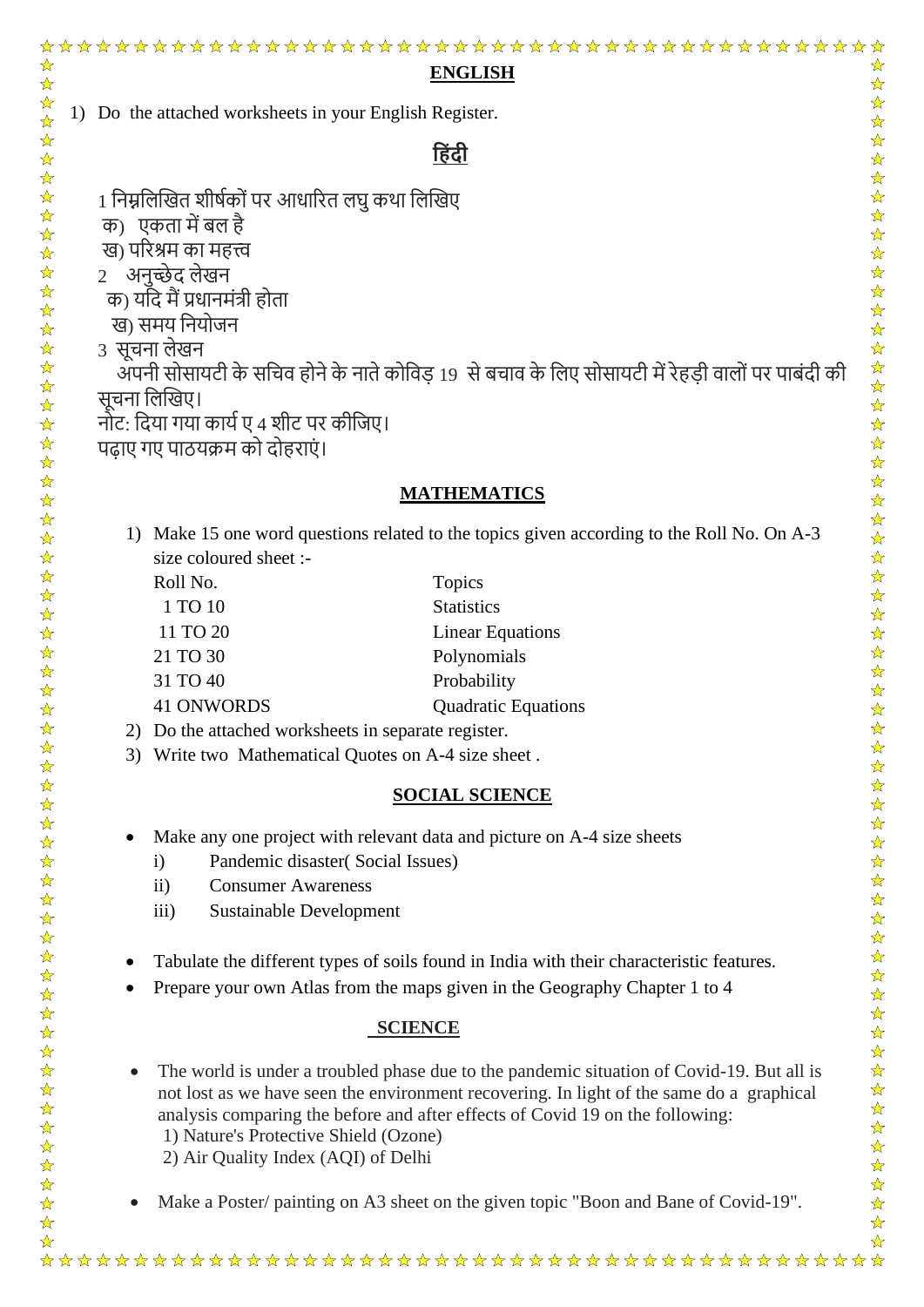## ENGLISH

1) Do the attached worksheets in your English Register.

## हिंदी

1 निम्नलिखित शीर्षकों पर आधारित लघु कथा लिखिए

क) एकता में बल है

ख) परिश्रम का महत्त्व

2 अनुच्छेद लेखन

क) यदि मैं प्रधानमंत्री होता

ख) समय नियोजन

3 सूचना लेखन

अपनी सोसायटी के सचिव होने के नाते कोविड़ 19 से बचाव के लिए सोसायटी में रेहड़ी वालों पर पाबंदी की सूचना लिखिए।

नोट: दिया गया कार्य ए 4 शीट पर कीजिए।

पढ़ाए गए पाठयक्रम को दोहराएं।

## MATHEMATICS

1) Make 15 one word questions related to the topics given according to the Roll No. On A-3 size coloured sheet :-

| Roll No. | Topics |
| --- | --- |
| 1 TO 10 | Statistics |
| 11 TO 20 | Linear Equations |
| 21 TO 30 | Polynomials |
| 31 TO 40 | Probability |
| 41 ONWORDS | Quadratic Equations |

2) Do the attached worksheets in separate register.
3) Write two Mathematical Quotes on A-4 size sheet .

## SOCIAL SCIENCE

- Make any one project with relevant data and picture on A-4 size sheets
  - i) Pandemic disaster( Social Issues)
  - ii) Consumer Awareness
  - iii) Sustainable Development

- Tabulate the different types of soils found in India with their characteristic features.
- Prepare your own Atlas from the maps given in the Geography Chapter 1 to 4

## SCIENCE

- The world is under a troubled phase due to the pandemic situation of Covid-19. But all is not lost as we have seen the environment recovering. In light of the same do a graphical analysis comparing the before and after effects of Covid 19 on the following:
  1) Nature's Protective Shield (Ozone)
  2) Air Quality Index (AQI) of Delhi

- Make a Poster/ painting on A3 sheet on the given topic "Boon and Bane of Covid-19".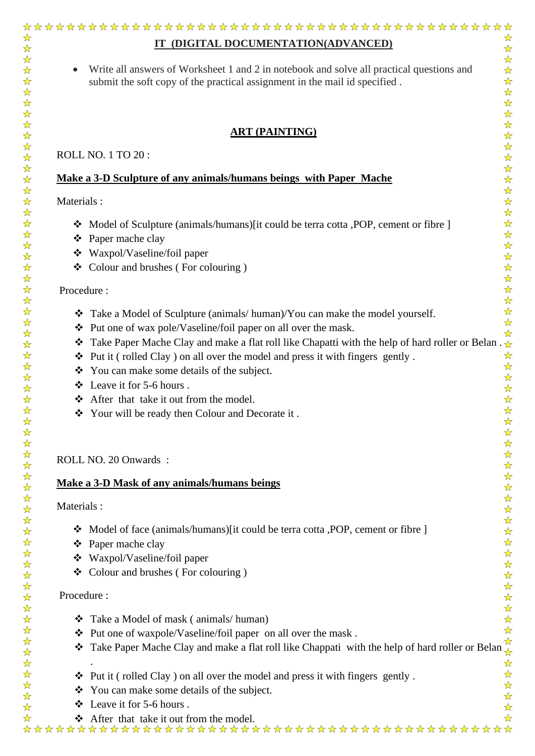## IT (DIGITAL DOCUMENTATION(ADVANCED)

- Write all answers of Worksheet 1 and 2 in notebook and solve all practical questions and submit the soft copy of the practical assignment in the mail id specified .

## ART (PAINTING)

ROLL NO. 1 TO 20 :

**Make a 3-D Sculpture of any animals/humans beings with Paper Mache**

Materials :

- Model of Sculpture (animals/humans)[it could be terra cotta ,POP, cement or fibre ]
- Paper mache clay
- Waxpol/Vaseline/foil paper
- Colour and brushes ( For colouring )

Procedure :

- Take a Model of Sculpture (animals/ human)/You can make the model yourself.
- Put one of wax pole/Vaseline/foil paper on all over the mask.
- Take Paper Mache Clay and make a flat roll like Chapatti with the help of hard roller or Belan .
- Put it ( rolled Clay ) on all over the model and press it with fingers gently .
- You can make some details of the subject.
- Leave it for 5-6 hours .
- After that take it out from the model.
- Your will be ready then Colour and Decorate it .

ROLL NO. 20 Onwards :

**Make a 3-D Mask of any animals/humans beings**

Materials :

- Model of face (animals/humans)[it could be terra cotta ,POP, cement or fibre ]
- Paper mache clay
- Waxpol/Vaseline/foil paper
- Colour and brushes ( For colouring )

Procedure :

- Take a Model of mask ( animals/ human)
- Put one of waxpole/Vaseline/foil paper on all over the mask .
- Take Paper Mache Clay and make a flat roll like Chappati with the help of hard roller or Belan .
- Put it ( rolled Clay ) on all over the model and press it with fingers gently .
- You can make some details of the subject.
- Leave it for 5-6 hours .
- After that take it out from the model.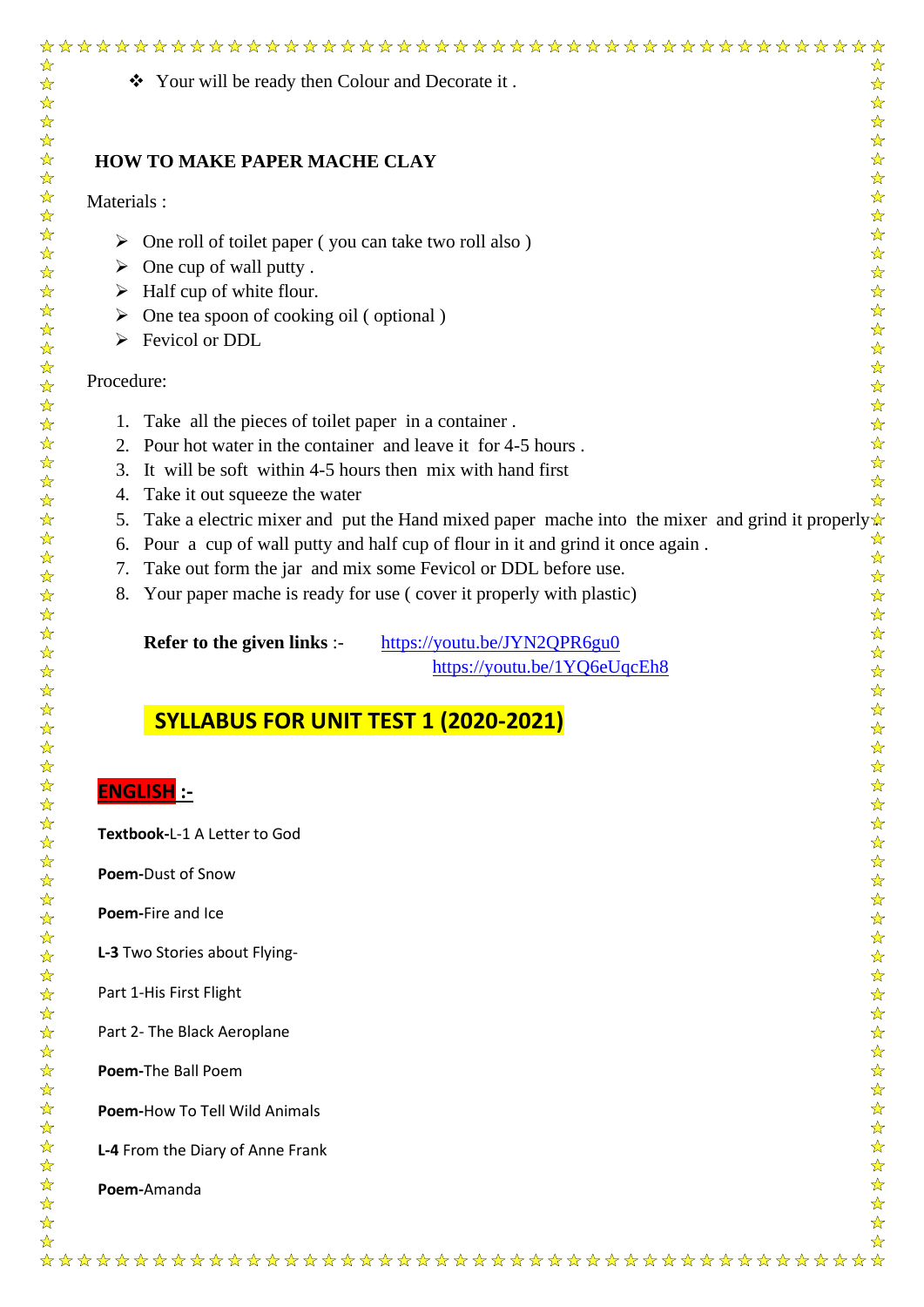- Your will be ready then Colour and Decorate it .

## HOW TO MAKE PAPER MACHE CLAY

Materials :

- One roll of toilet paper ( you can take two roll also )
- One cup of wall putty .
- Half cup of white flour.
- One tea spoon of cooking oil ( optional )
- Fevicol or DDL

Procedure:

1. Take all the pieces of toilet paper in a container .
2. Pour hot water in the container and leave it for 4-5 hours .
3. It will be soft within 4-5 hours then mix with hand first
4. Take it out squeeze the water
5. Take a electric mixer and put the Hand mixed paper mache into the mixer and grind it properly.
6. Pour a cup of wall putty and half cup of flour in it and grind it once again .
7. Take out form the jar and mix some Fevicol or DDL before use.
8. Your paper mache is ready for use ( cover it properly with plastic)

**Refer to the given links** :- https://youtu.be/JYN2QPR6gu0
https://youtu.be/1YQ6eUqcEh8

## SYLLABUS FOR UNIT TEST 1 (2020-2021)

### ENGLISH :-

**Textbook-**L-1 A Letter to God

**Poem-**Dust of Snow

**Poem-**Fire and Ice

**L-3** Two Stories about Flying-

Part 1-His First Flight

Part 2- The Black Aeroplane

**Poem-**The Ball Poem

**Poem-**How To Tell Wild Animals

**L-4** From the Diary of Anne Frank

**Poem-**Amanda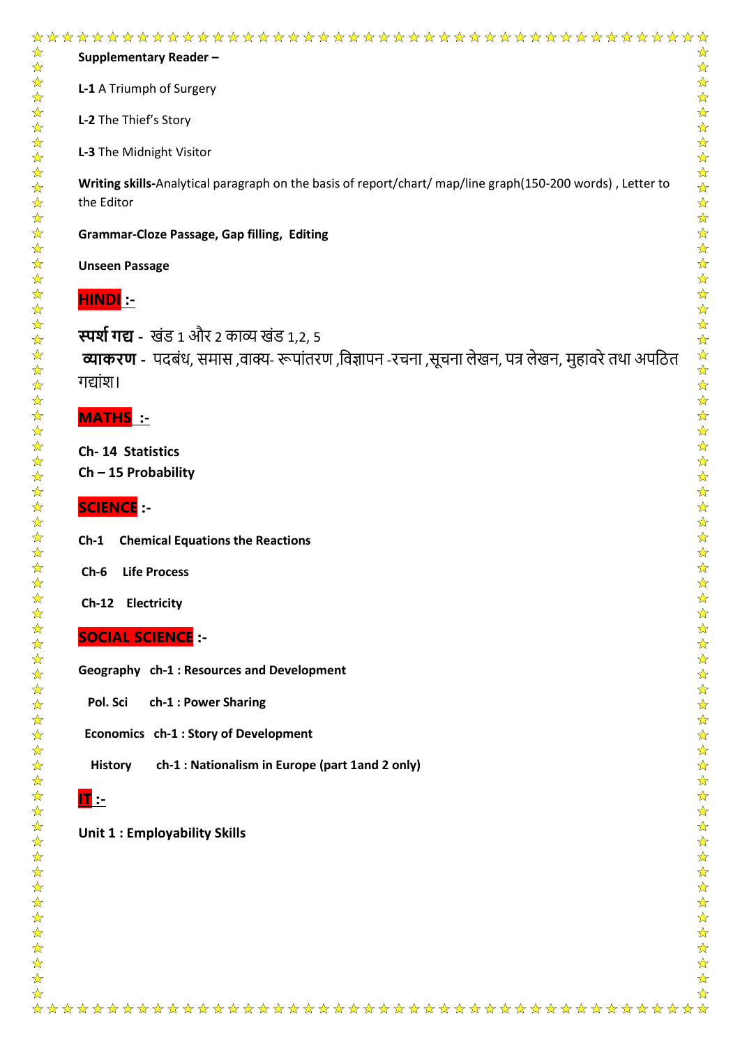**Supplementary Reader –**

**L-1** A Triumph of Surgery

**L-2** The Thief's Story

**L-3** The Midnight Visitor

**Writing skills-**Analytical paragraph on the basis of report/chart/ map/line graph(150-200 words) , Letter to the Editor

**Grammar-Cloze Passage, Gap filling, Editing**

**Unseen Passage**

## HINDI :-

**स्पर्श गद्य -** खंड 1 और 2 काव्य खंड 1,2, 5

**व्याकरण -** पदबंध, समास ,वाक्य- रूपांतरण ,विज्ञापन -रचना ,सूचना लेखन, पत्र लेखन, मुहावरे तथा अपठित गद्यांश।

## MATHS :-

**Ch- 14 Statistics**

**Ch – 15 Probability**

## SCIENCE :-

**Ch-1 Chemical Equations the Reactions**

**Ch-6 Life Process**

**Ch-12 Electricity**

## SOCIAL SCIENCE :-

**Geography ch-1 : Resources and Development**

**Pol. Sci ch-1 : Power Sharing**

**Economics ch-1 : Story of Development**

**History ch-1 : Nationalism in Europe (part 1and 2 only)**

## IT :-

**Unit 1 : Employability Skills**